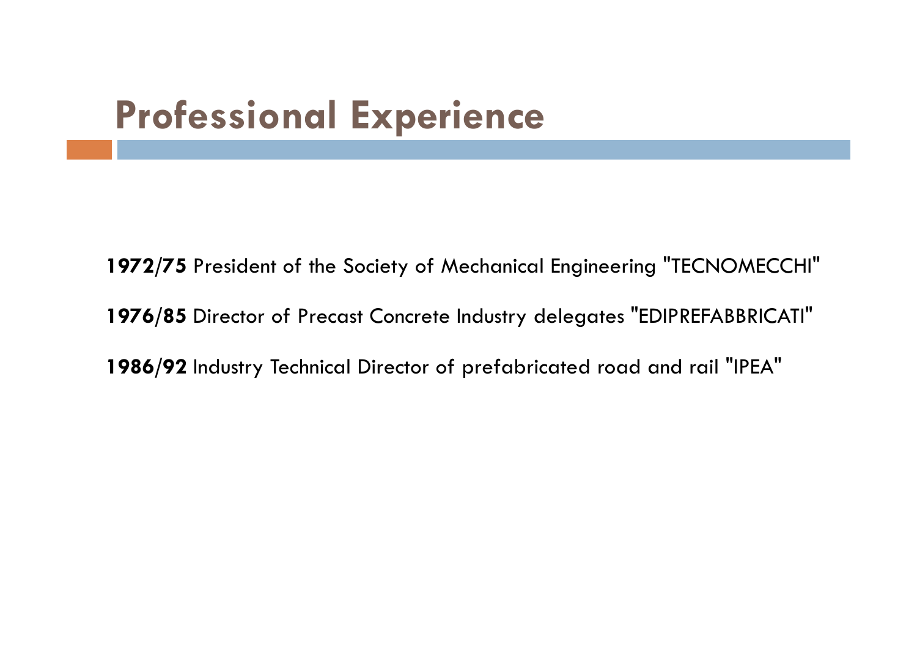# Professional Experience

**1972/75** President of the Society of Mechanical Engineering "TECNOMECCHI"

**1976/85** Director of Precast Concrete Industry delegates "EDIPREFABBRICATI"

**1986/92** Industry Technical Director of prefabricated road and rail "IPEA"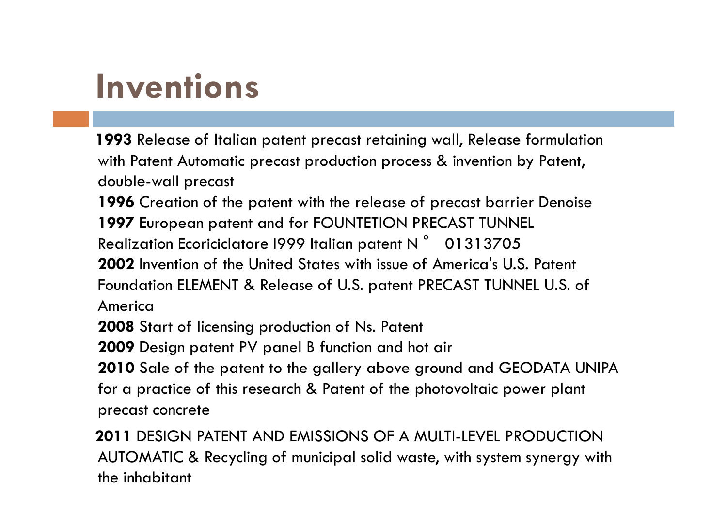# Inventions

**1993** Release of Italian patent precast retaining wall, Release formulation with Patent Automatic precast production process & invention by Patent, double-wall precast

**1996** Creation of the patent with the release of precast barrier Denoise

**1997** European patent and for FOUNTETION PRECAST TUNNEL

Realization Ecoriciclatore I999 Italian patent N ° 01313705

**2002** Invention of the United States with issue of America's U.S. Patent Foundation ELEMENT & Release of U.S. patent PRECAST TUNNEL U.S. of America

**2008** Start of licensing production of Ns. Patent

**2009** Design patent PV panel B function and hot air

**2010** Sale of the patent to the gallery above ground and GEODATA UNIPA for a practice of this research & Patent of the photovoltaic power plant precast concrete

**2011** DESIGN PATENT AND EMISSIONS OF A MULTI-LEVEL PRODUCTION AUTOMATIC & Recycling of municipal solid waste, with system synergy with the inhabitant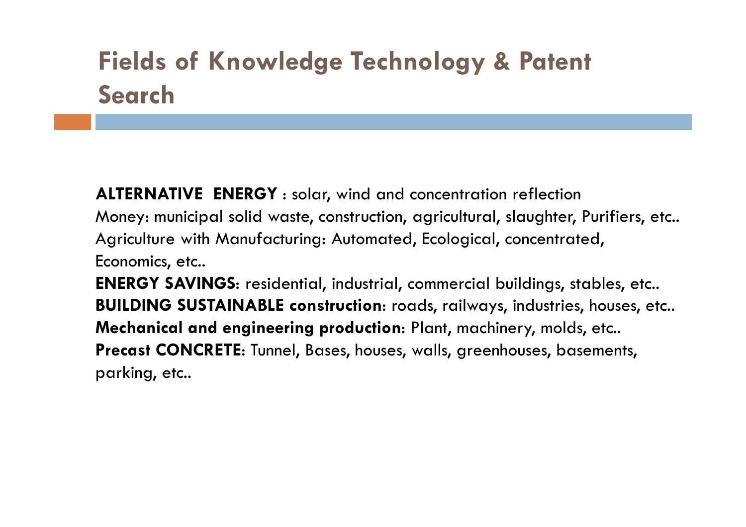# Fields of Knowledge Technology & Patent Search

**ALTERNATIVE ENERGY** : solar, wind and concentration reflection
Money: municipal solid waste, construction, agricultural, slaughter, Purifiers, etc..
Agriculture with Manufacturing: Automated, Ecological, concentrated, Economics, etc..
**ENERGY SAVINGS**: residential, industrial, commercial buildings, stables, etc..
**BUILDING SUSTAINABLE construction**: roads, railways, industries, houses, etc..
**Mechanical and engineering production**: Plant, machinery, molds, etc..
**Precast CONCRETE**: Tunnel, Bases, houses, walls, greenhouses, basements, parking, etc..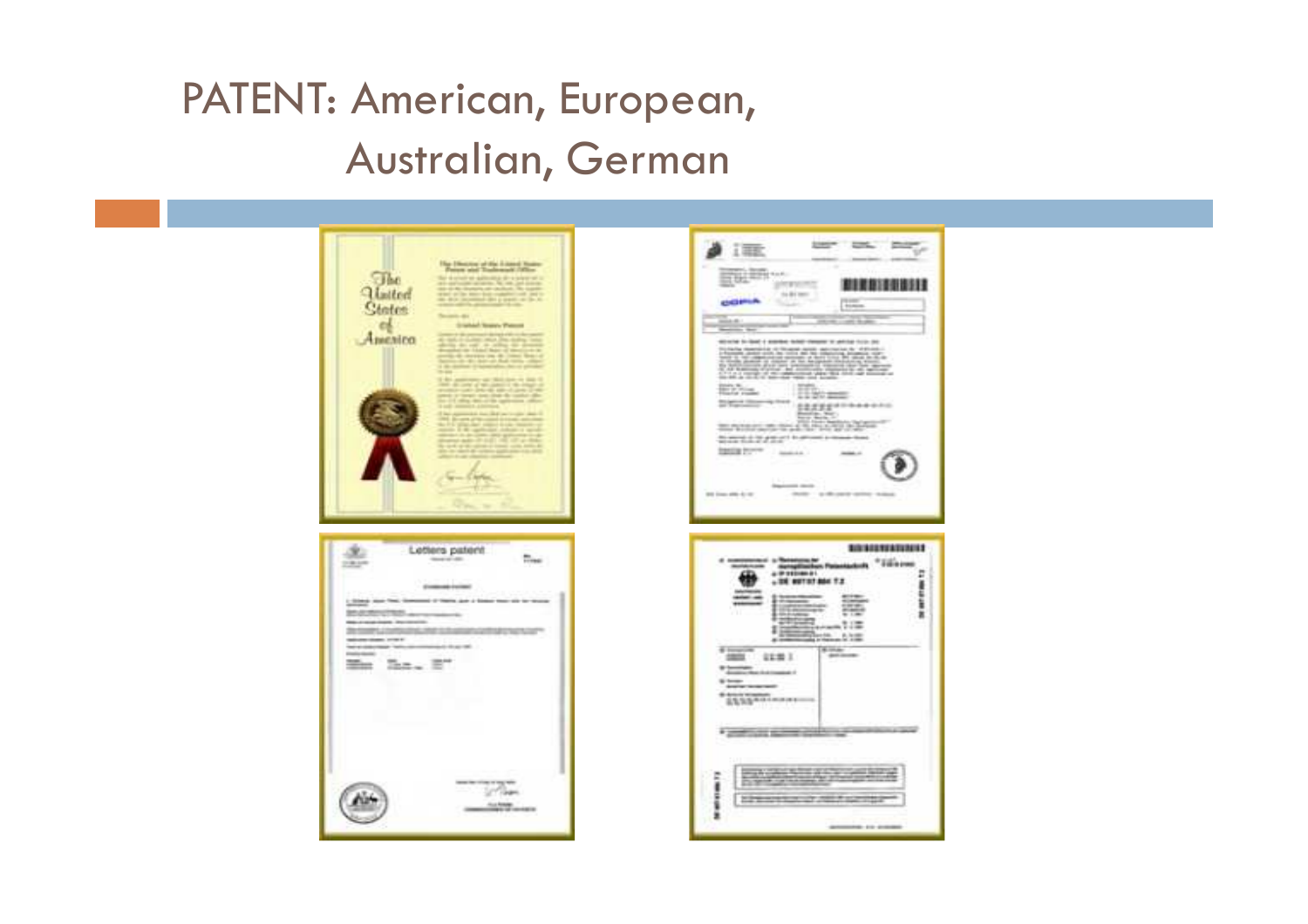# PATENT: American, European, Australian, German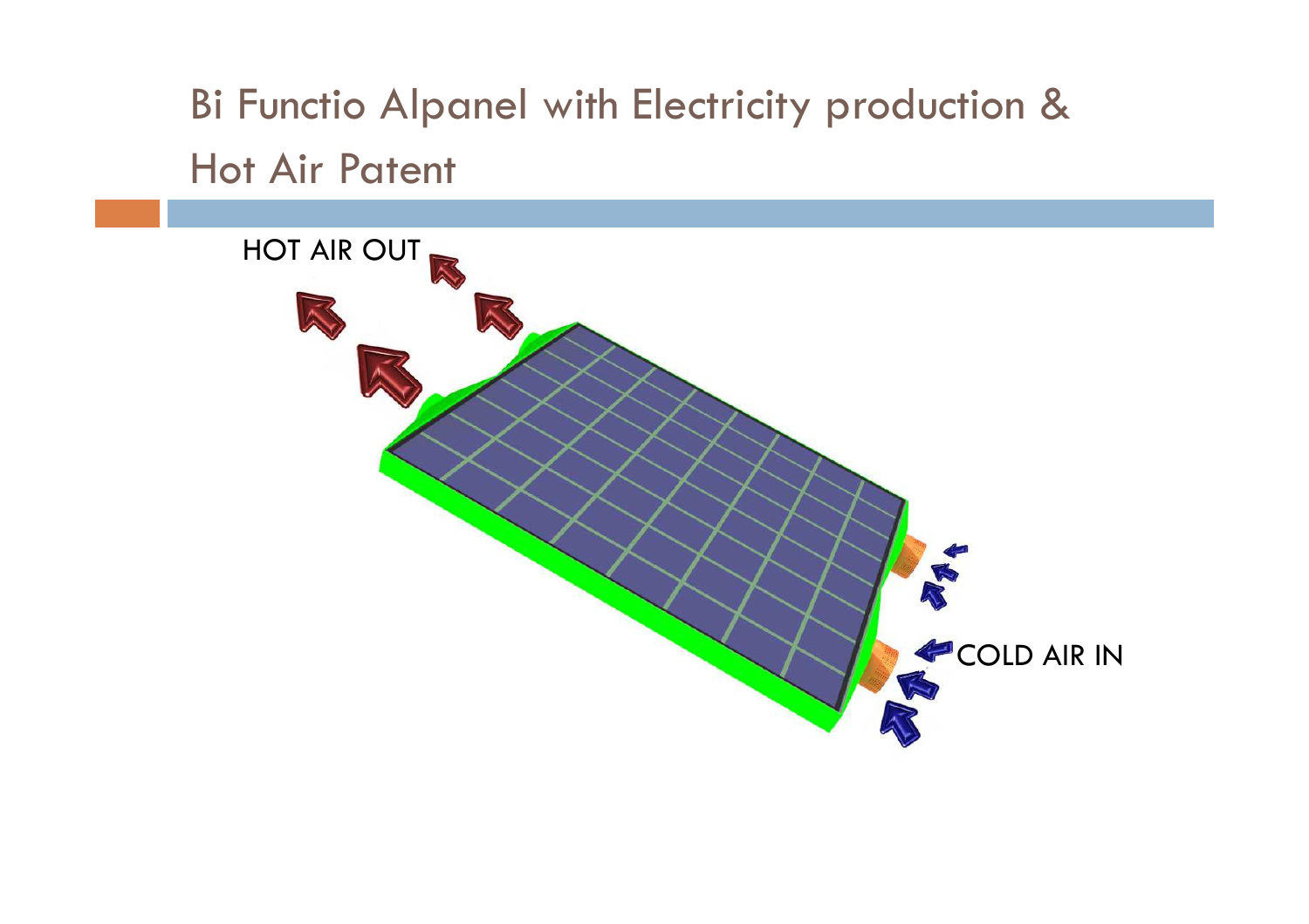# Bi Functio Alpanel with Electricity production & Hot Air Patent

HOT AIR OUT

COLD AIR IN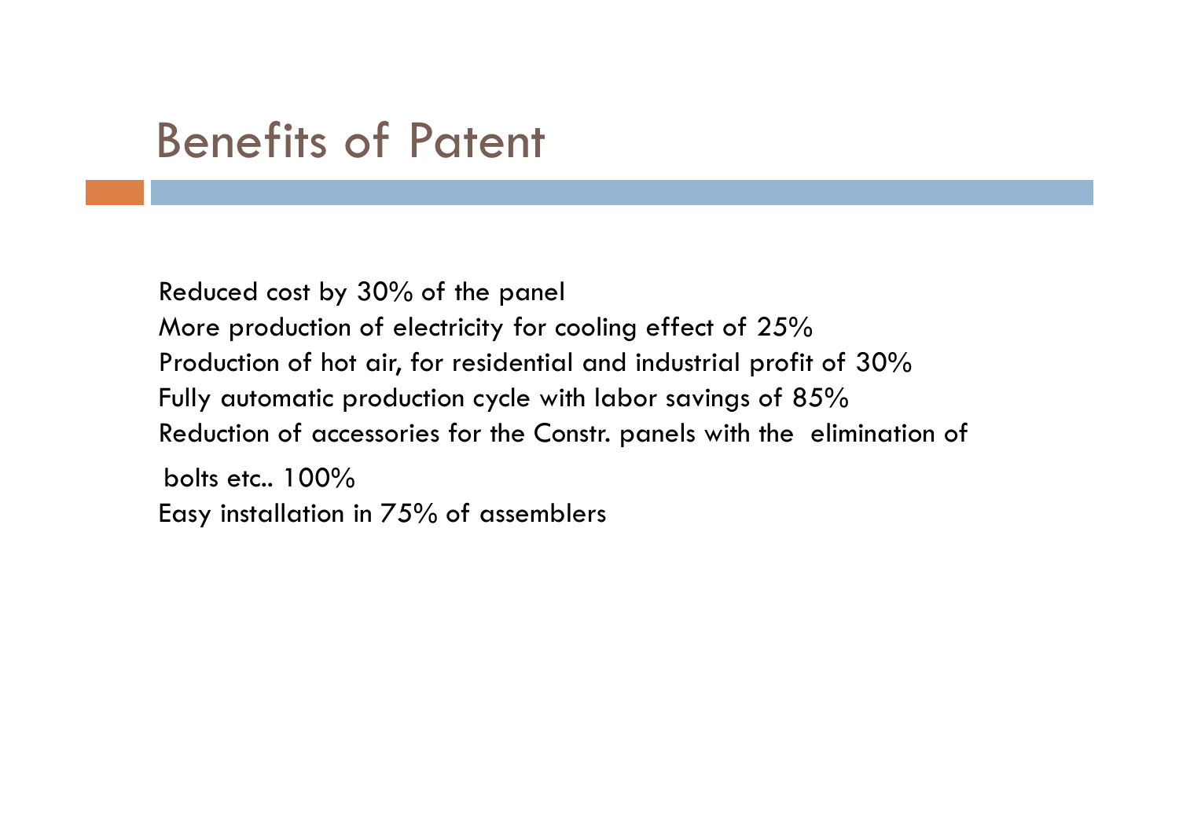# Benefits of Patent

Reduced cost by 30% of the panel
More production of electricity for cooling effect of 25%
Production of hot air, for residential and industrial profit of 30%
Fully automatic production cycle with labor savings of 85%
Reduction of accessories for the Constr. panels with the elimination of bolts etc.. 100%
Easy installation in 75% of assemblers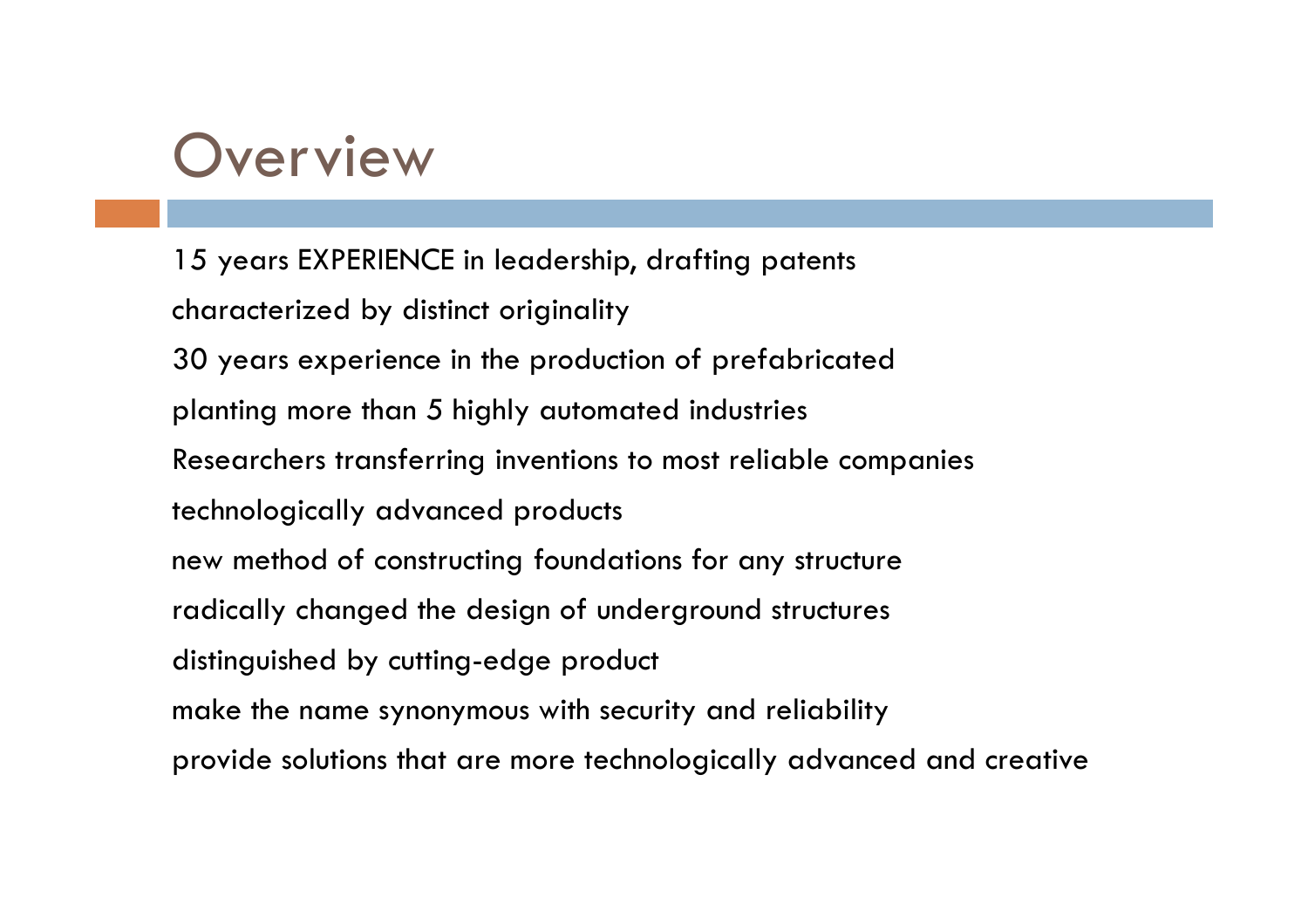# Overview

15 years EXPERIENCE in leadership, drafting patents

characterized by distinct originality

30 years experience in the production of prefabricated

planting more than 5 highly automated industries

Researchers transferring inventions to most reliable companies

technologically advanced products

new method of constructing foundations for any structure

radically changed the design of underground structures

distinguished by cutting-edge product

make the name synonymous with security and reliability

provide solutions that are more technologically advanced and creative